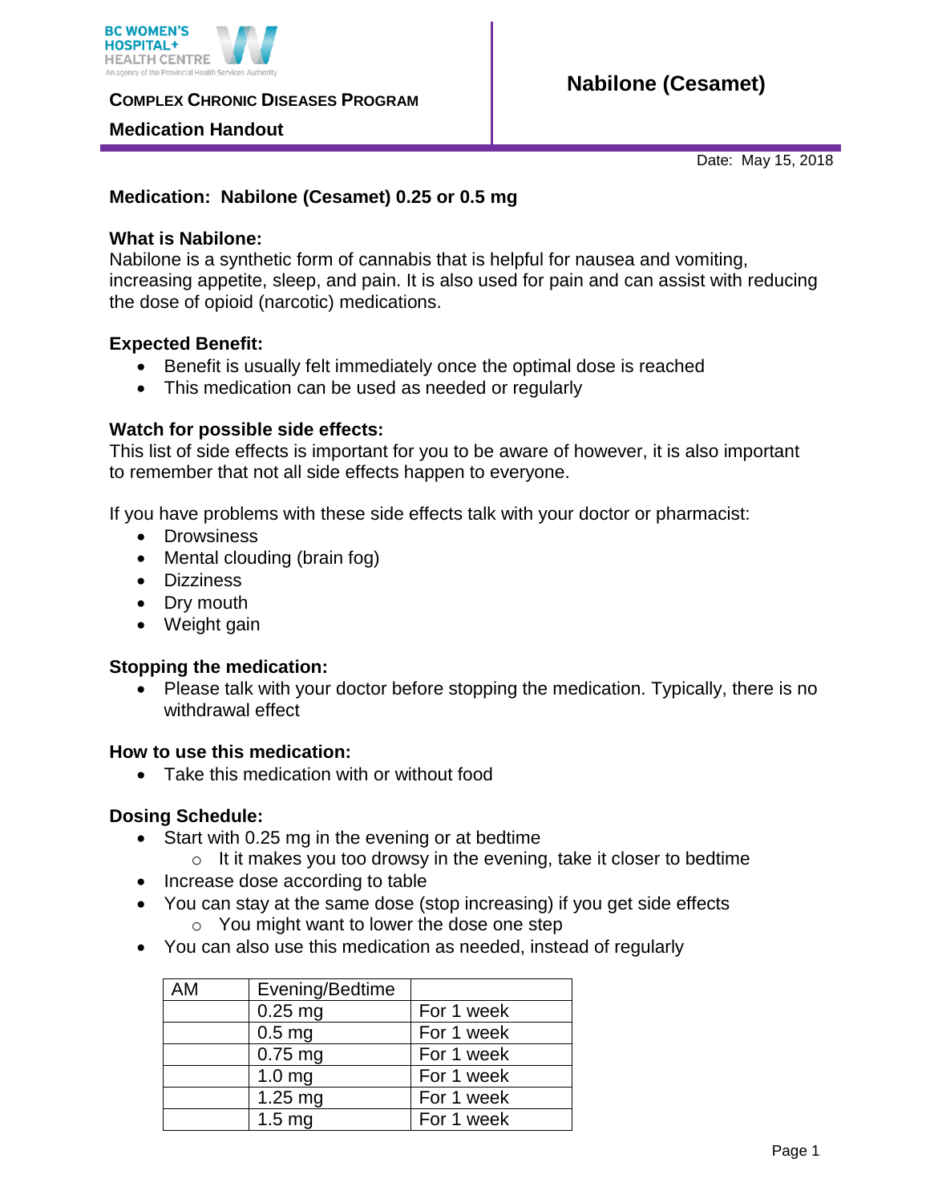BC WOMEN'S HOSPITAL+ HEALTH CENTRE
An agency of the Provincial Health Services Authority

**COMPLEX CHRONIC DISEASES PROGRAM**

**Medication Handout**

# Nabilone (Cesamet)

Date: May 15, 2018

**Medication: Nabilone (Cesamet) 0.25 or 0.5 mg**

**What is Nabilone:**
Nabilone is a synthetic form of cannabis that is helpful for nausea and vomiting, increasing appetite, sleep, and pain. It is also used for pain and can assist with reducing the dose of opioid (narcotic) medications.

**Expected Benefit:**

- Benefit is usually felt immediately once the optimal dose is reached
- This medication can be used as needed or regularly

**Watch for possible side effects:**
This list of side effects is important for you to be aware of however, it is also important to remember that not all side effects happen to everyone.

If you have problems with these side effects talk with your doctor or pharmacist:

- Drowsiness
- Mental clouding (brain fog)
- Dizziness
- Dry mouth
- Weight gain

**Stopping the medication:**

- Please talk with your doctor before stopping the medication. Typically, there is no withdrawal effect

**How to use this medication:**

- Take this medication with or without food

**Dosing Schedule:**

- Start with 0.25 mg in the evening or at bedtime
  - It it makes you too drowsy in the evening, take it closer to bedtime
- Increase dose according to table
- You can stay at the same dose (stop increasing) if you get side effects
  - You might want to lower the dose one step
- You can also use this medication as needed, instead of regularly

| AM | Evening/Bedtime | |
|---|---|---|
| | 0.25 mg | For 1 week |
| | 0.5 mg | For 1 week |
| | 0.75 mg | For 1 week |
| | 1.0 mg | For 1 week |
| | 1.25 mg | For 1 week |
| | 1.5 mg | For 1 week |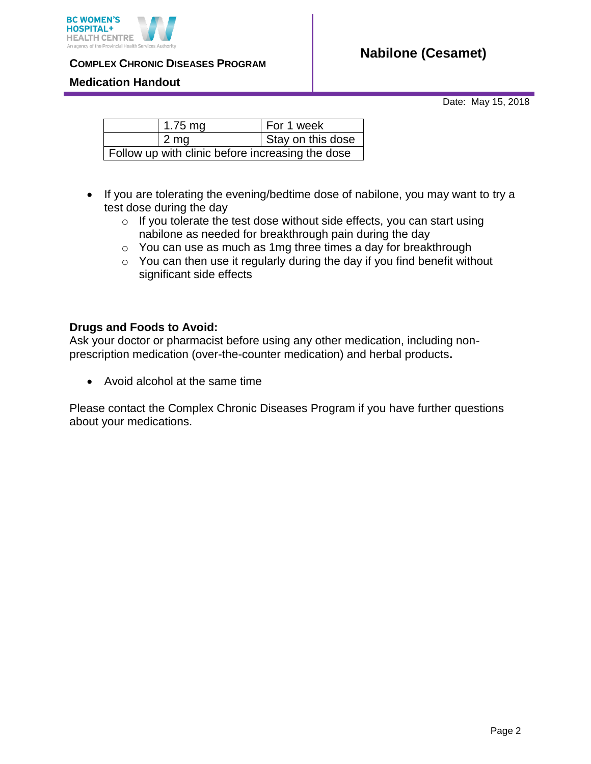| | | |
|---|---|---|
| | 1.75 mg | For 1 week |
| | 2 mg | Stay on this dose |
| Follow up with clinic before increasing the dose | | |

- If you are tolerating the evening/bedtime dose of nabilone, you may want to try a test dose during the day
  - If you tolerate the test dose without side effects, you can start using nabilone as needed for breakthrough pain during the day
  - You can use as much as 1mg three times a day for breakthrough
  - You can then use it regularly during the day if you find benefit without significant side effects

**Drugs and Foods to Avoid:**
Ask your doctor or pharmacist before using any other medication, including non-prescription medication (over-the-counter medication) and herbal products**.**

- Avoid alcohol at the same time

Please contact the Complex Chronic Diseases Program if you have further questions about your medications.